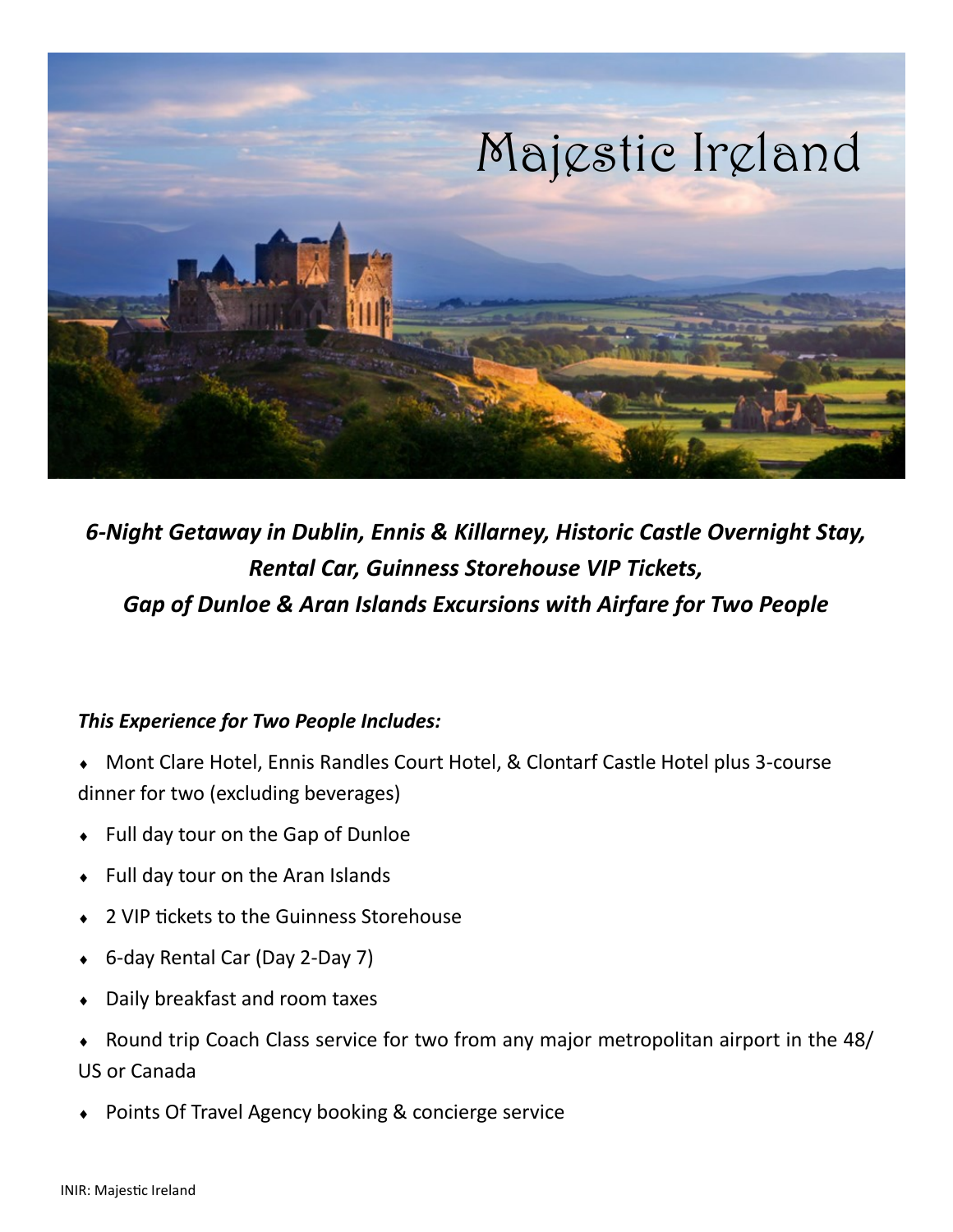# Majestic Ireland

***6-Night Getaway in Dublin, Ennis & Killarney, Historic Castle Overnight Stay, Rental Car, Guinness Storehouse VIP Tickets, Gap of Dunloe & Aran Islands Excursions with Airfare for Two People***

***This Experience for Two People Includes:***

- Mont Clare Hotel, Ennis Randles Court Hotel, & Clontarf Castle Hotel plus 3-course dinner for two (excluding beverages)
- Full day tour on the Gap of Dunloe
- Full day tour on the Aran Islands
- 2 VIP tickets to the Guinness Storehouse
- 6-day Rental Car (Day 2-Day 7)
- Daily breakfast and room taxes
- Round trip Coach Class service for two from any major metropolitan airport in the 48/ US or Canada
- Points Of Travel Agency booking & concierge service

INIR: Majestic Ireland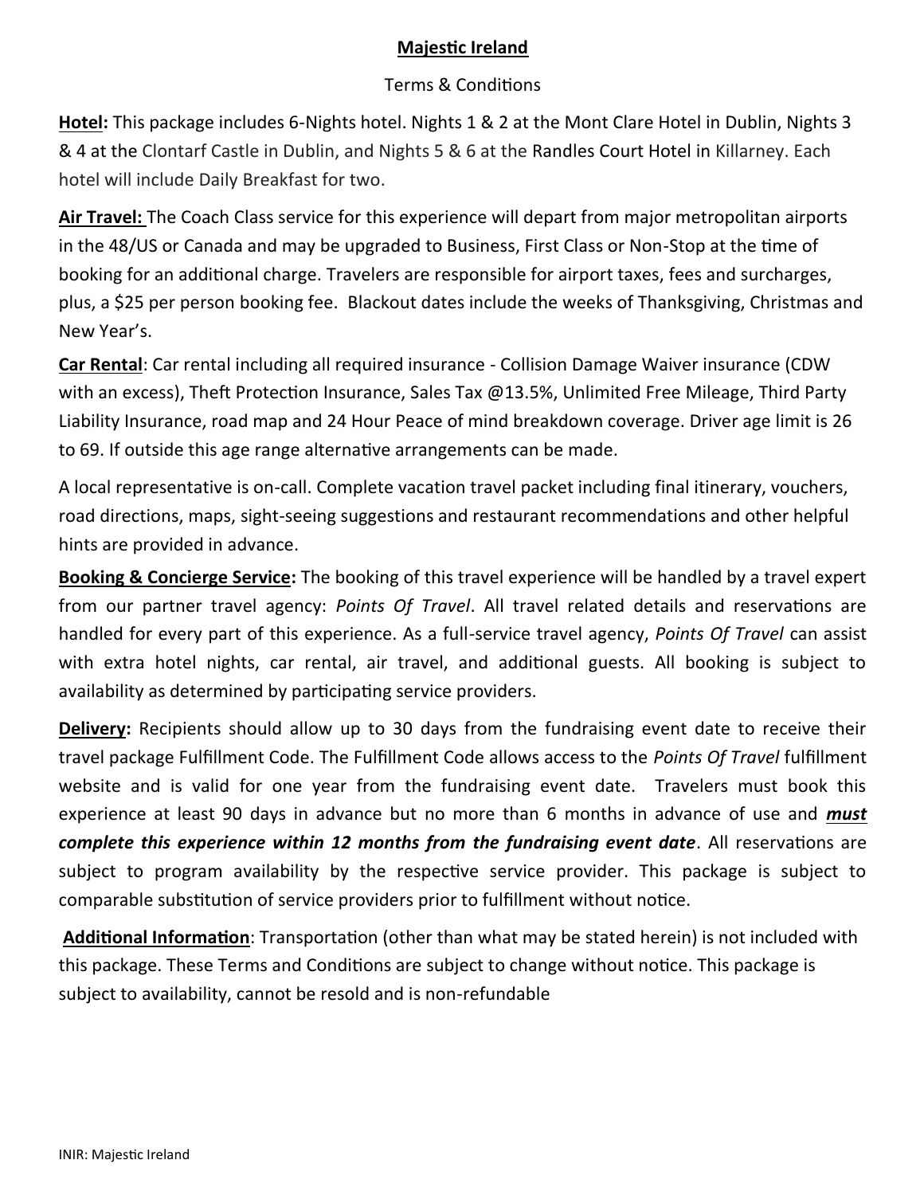**Majestic Ireland**

Terms & Conditions

**Hotel:** This package includes 6-Nights hotel. Nights 1 & 2 at the Mont Clare Hotel in Dublin, Nights 3 & 4 at the Clontarf Castle in Dublin, and Nights 5 & 6 at the Randles Court Hotel in Killarney. Each hotel will include Daily Breakfast for two.

**Air Travel:** The Coach Class service for this experience will depart from major metropolitan airports in the 48/US or Canada and may be upgraded to Business, First Class or Non-Stop at the time of booking for an additional charge. Travelers are responsible for airport taxes, fees and surcharges, plus, a $25 per person booking fee. Blackout dates include the weeks of Thanksgiving, Christmas and New Year's.

**Car Rental**: Car rental including all required insurance - Collision Damage Waiver insurance (CDW with an excess), Theft Protection Insurance, Sales Tax @13.5%, Unlimited Free Mileage, Third Party Liability Insurance, road map and 24 Hour Peace of mind breakdown coverage. Driver age limit is 26 to 69. If outside this age range alternative arrangements can be made.

A local representative is on-call. Complete vacation travel packet including final itinerary, vouchers, road directions, maps, sight-seeing suggestions and restaurant recommendations and other helpful hints are provided in advance.

**Booking & Concierge Service:** The booking of this travel experience will be handled by a travel expert from our partner travel agency: *Points Of Travel*. All travel related details and reservations are handled for every part of this experience. As a full-service travel agency, *Points Of Travel* can assist with extra hotel nights, car rental, air travel, and additional guests. All booking is subject to availability as determined by participating service providers.

**Delivery:** Recipients should allow up to 30 days from the fundraising event date to receive their travel package Fulfillment Code. The Fulfillment Code allows access to the *Points Of Travel* fulfillment website and is valid for one year from the fundraising event date. Travelers must book this experience at least 90 days in advance but no more than 6 months in advance of use and ***must*** ***complete this experience within 12 months from the fundraising event date***. All reservations are subject to program availability by the respective service provider. This package is subject to comparable substitution of service providers prior to fulfillment without notice.

**Additional Information**: Transportation (other than what may be stated herein) is not included with this package. These Terms and Conditions are subject to change without notice. This package is subject to availability, cannot be resold and is non-refundable

INIR: Majestic Ireland